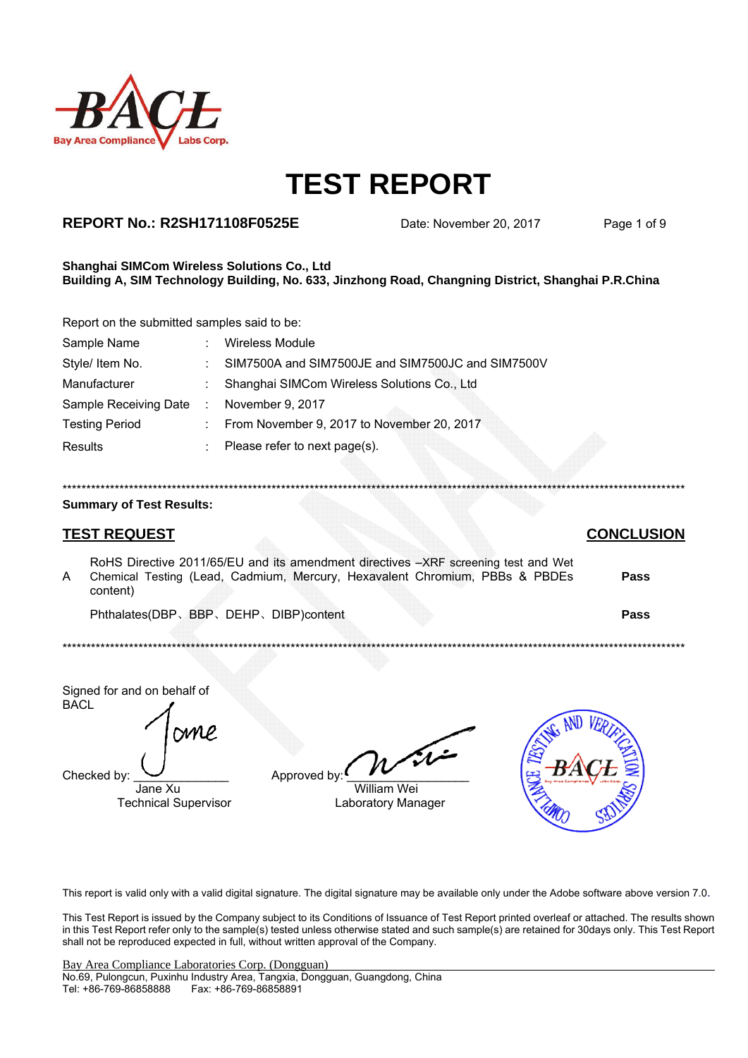Bay Area Compliance Labs Corp.

# TEST REPORT

**REPORT No.: R2SH171108F0525E** Date: November 20, 2017

**Shanghai SIMCom Wireless Solutions Co., Ltd**
**Building A, SIM Technology Building, No. 633, Jinzhong Road, Changning District, Shanghai P.R.China**

Report on the submitted samples said to be:

| | | |
|---|---|---|
| Sample Name | : | Wireless Module |
| Style/ Item No. | : | SIM7500A and SIM7500JE and SIM7500JC and SIM7500V |
| Manufacturer | : | Shanghai SIMCom Wireless Solutions Co., Ltd |
| Sample Receiving Date | : | November 9, 2017 |
| Testing Period | : | From November 9, 2017 to November 20, 2017 |
| Results | : | Please refer to next page(s). |

***************************************************************************************************************

**Summary of Test Results:**

| | **TEST REQUEST** | **CONCLUSION** |
|---|---|---|
| A | RoHS Directive 2011/65/EU and its amendment directives –XRF screening test and Wet Chemical Testing (Lead, Cadmium, Mercury, Hexavalent Chromium, PBBs & PBDEs content) | **Pass** |
| | Phthalates(DBP、BBP、DEHP、DIBP)content | **Pass** |

***************************************************************************************************************

Signed for and on behalf of
BACL

Checked by: Jane Xu, Technical Supervisor

Approved by: William Wei, Laboratory Manager

COMPLIANCE TESTING AND VERIFICATION SERVICES — BACL

This report is valid only with a valid digital signature. The digital signature may be available only under the Adobe software above version 7.0.

This Test Report is issued by the Company subject to its Conditions of Issuance of Test Report printed overleaf or attached. The results shown in this Test Report refer only to the sample(s) tested unless otherwise stated and such sample(s) are retained for 30days only. This Test Report shall not be reproduced expected in full, without written approval of the Company.

Bay Area Compliance Laboratories Corp. (Dongguan)
No.69, Pulongcun, Puxinhu Industry Area, Tangxia, Dongguan, Guangdong, China
Tel: +86-769-86858888 Fax: +86-769-86858891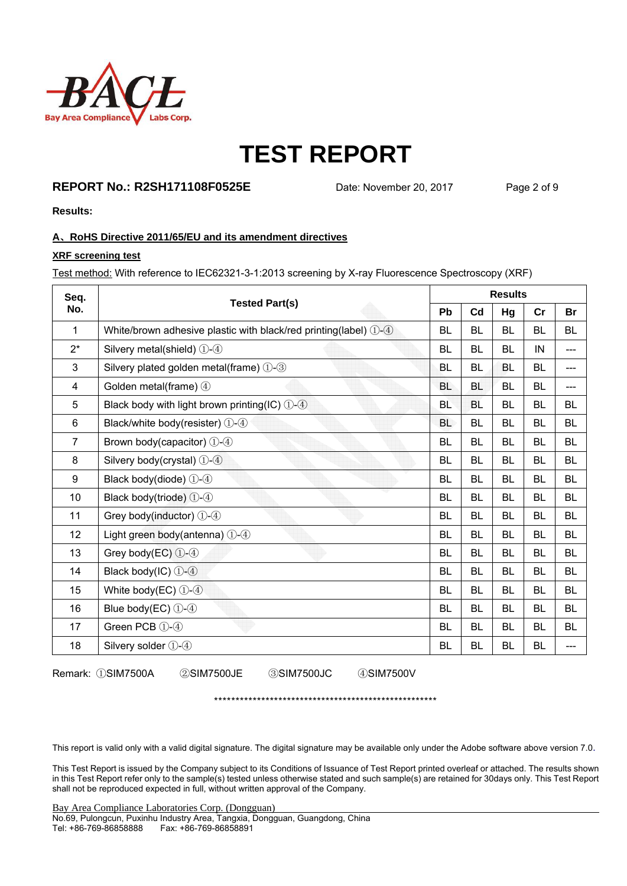# TEST REPORT

**REPORT No.: R2SH171108F0525E** Date: November 20, 2017

**Results:**

**A、RoHS Directive 2011/65/EU and its amendment directives**

**XRF screening test**

Test method: With reference to IEC62321-3-1:2013 screening by X-ray Fluorescence Spectroscopy (XRF)

| Seq. No. | Tested Part(s) | Results | | | | |
|---|---|---|---|---|---|---|
| | | Pb | Cd | Hg | Cr | Br |
| 1 | White/brown adhesive plastic with black/red printing(label) ①-④ | BL | BL | BL | BL | BL |
| 2* | Silvery metal(shield) ①-④ | BL | BL | BL | IN | --- |
| 3 | Silvery plated golden metal(frame) ①-③ | BL | BL | BL | BL | --- |
| 4 | Golden metal(frame) ④ | BL | BL | BL | BL | --- |
| 5 | Black body with light brown printing(IC) ①-④ | BL | BL | BL | BL | BL |
| 6 | Black/white body(resister) ①-④ | BL | BL | BL | BL | BL |
| 7 | Brown body(capacitor) ①-④ | BL | BL | BL | BL | BL |
| 8 | Silvery body(crystal) ①-④ | BL | BL | BL | BL | BL |
| 9 | Black body(diode) ①-④ | BL | BL | BL | BL | BL |
| 10 | Black body(triode) ①-④ | BL | BL | BL | BL | BL |
| 11 | Grey body(inductor) ①-④ | BL | BL | BL | BL | BL |
| 12 | Light green body(antenna) ①-④ | BL | BL | BL | BL | BL |
| 13 | Grey body(EC) ①-④ | BL | BL | BL | BL | BL |
| 14 | Black body(IC) ①-④ | BL | BL | BL | BL | BL |
| 15 | White body(EC) ①-④ | BL | BL | BL | BL | BL |
| 16 | Blue body(EC) ①-④ | BL | BL | BL | BL | BL |
| 17 | Green PCB ①-④ | BL | BL | BL | BL | BL |
| 18 | Silvery solder ①-④ | BL | BL | BL | BL | --- |

Remark: ①SIM7500A ②SIM7500JE ③SIM7500JC ④SIM7500V

*****************************************************

This report is valid only with a valid digital signature. The digital signature may be available only under the Adobe software above version 7.0.

This Test Report is issued by the Company subject to its Conditions of Issuance of Test Report printed overleaf or attached. The results shown in this Test Report refer only to the sample(s) tested unless otherwise stated and such sample(s) are retained for 30days only. This Test Report shall not be reproduced expected in full, without written approval of the Company.

Bay Area Compliance Laboratories Corp. (Dongguan)
No.69, Pulongcun, Puxinhu Industry Area, Tangxia, Dongguan, Guangdong, China
Tel: +86-769-86858888 Fax: +86-769-86858891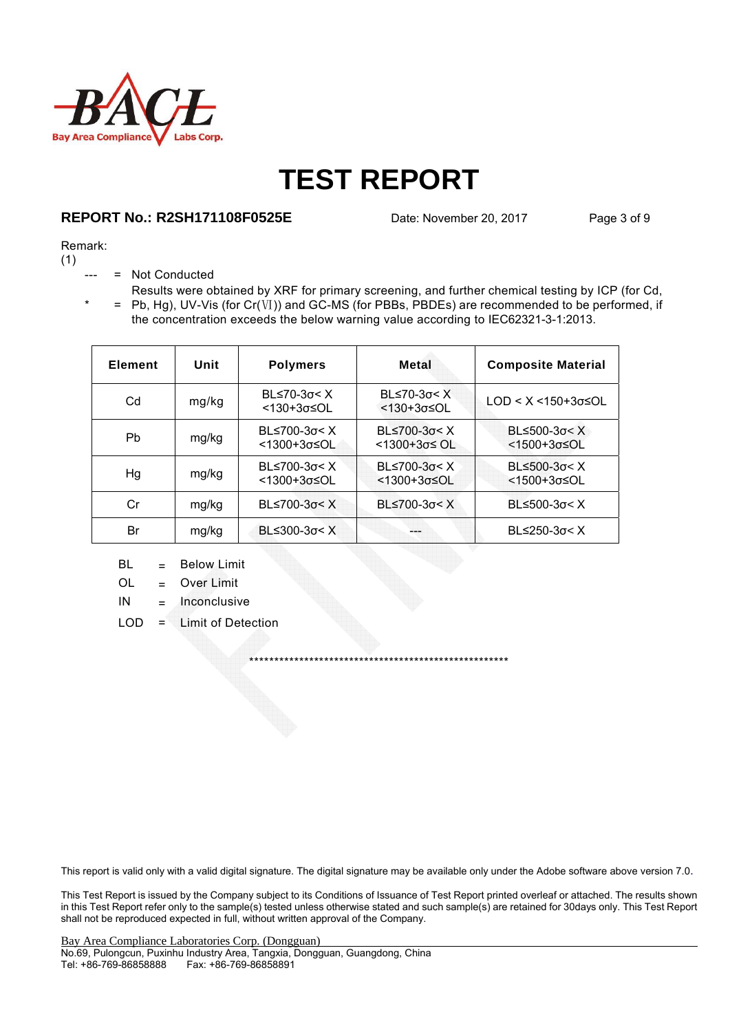# TEST REPORT

**REPORT No.: R2SH171108F0525E** Date: November 20, 2017

Remark:

(1)

--- = Not Conducted

\* = Results were obtained by XRF for primary screening, and further chemical testing by ICP (for Cd, Pb, Hg), UV-Vis (for Cr(Ⅵ)) and GC-MS (for PBBs, PBDEs) are recommended to be performed, if the concentration exceeds the below warning value according to IEC62321-3-1:2013.

| Element | Unit | Polymers | Metal | Composite Material |
|---|---|---|---|---|
| Cd | mg/kg | BL≤70-3σ< X <130+3σ≤OL | BL≤70-3σ< X <130+3σ≤OL | LOD < X <150+3σ≤OL |
| Pb | mg/kg | BL≤700-3σ< X <1300+3σ≤OL | BL≤700-3σ< X <1300+3σ≤ OL | BL≤500-3σ< X <1500+3σ≤OL |
| Hg | mg/kg | BL≤700-3σ< X <1300+3σ≤OL | BL≤700-3σ< X <1300+3σ≤OL | BL≤500-3σ< X <1500+3σ≤OL |
| Cr | mg/kg | BL≤700-3σ< X | BL≤700-3σ< X | BL≤500-3σ< X |
| Br | mg/kg | BL≤300-3σ< X | --- | BL≤250-3σ< X |

BL = Below Limit

OL = Over Limit

IN = Inconclusive

LOD = Limit of Detection

\*\*\*\*\*\*\*\*\*\*\*\*\*\*\*\*\*\*\*\*\*\*\*\*\*\*\*\*\*\*\*\*\*\*\*\*\*\*\*\*\*\*\*\*\*\*\*\*\*\*\*\*\*\*\*

This report is valid only with a valid digital signature. The digital signature may be available only under the Adobe software above version 7.0.

This Test Report is issued by the Company subject to its Conditions of Issuance of Test Report printed overleaf or attached. The results shown in this Test Report refer only to the sample(s) tested unless otherwise stated and such sample(s) are retained for 30days only. This Test Report shall not be reproduced expected in full, without written approval of the Company.

Bay Area Compliance Laboratories Corp. (Dongguan)
No.69, Pulongcun, Puxinhu Industry Area, Tangxia, Dongguan, Guangdong, China
Tel: +86-769-86858888 Fax: +86-769-86858891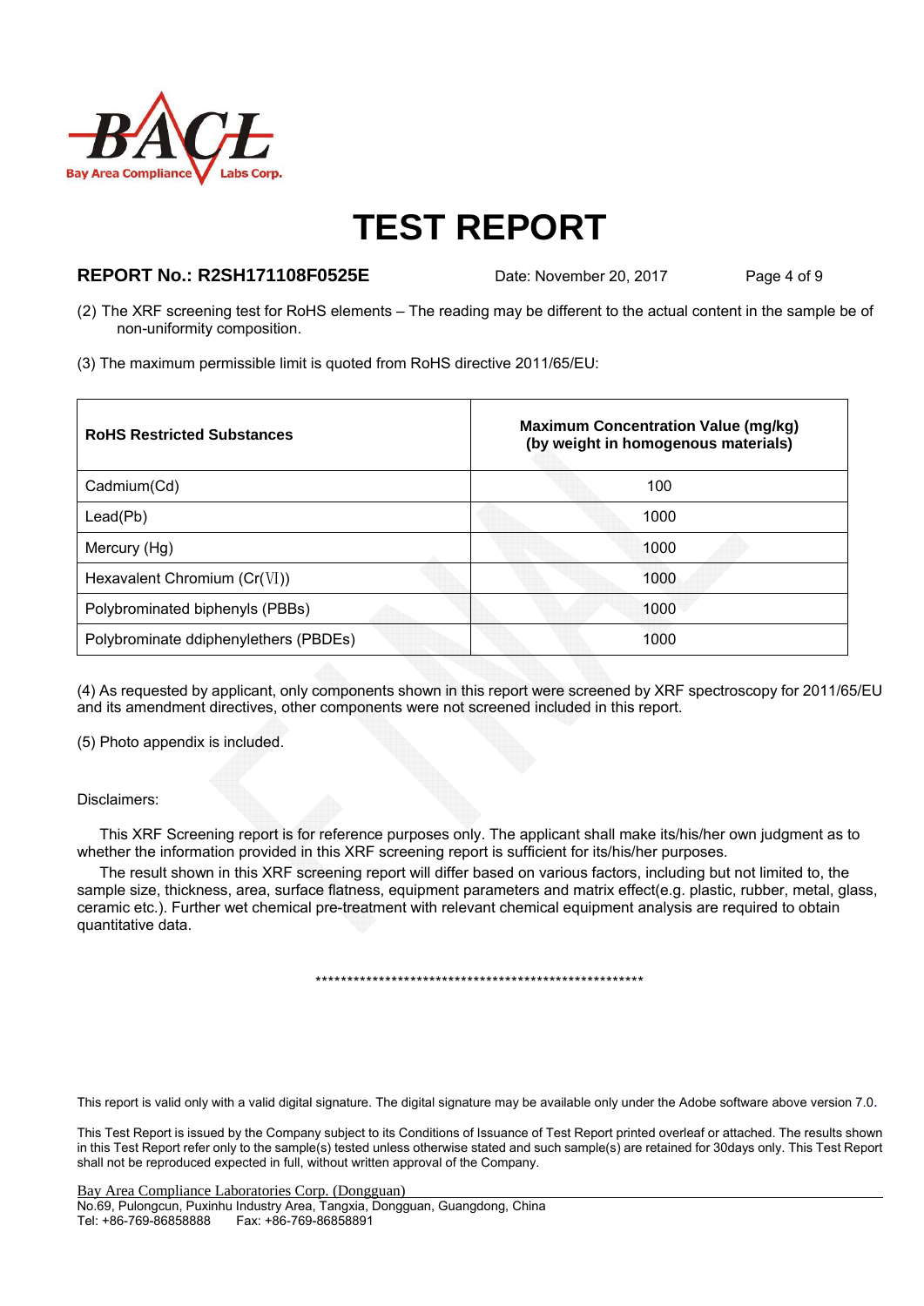# TEST REPORT

**REPORT No.: R2SH171108F0525E** Date: November 20, 2017

(2) The XRF screening test for RoHS elements – The reading may be different to the actual content in the sample be of non-uniformity composition.

(3) The maximum permissible limit is quoted from RoHS directive 2011/65/EU:

| **RoHS Restricted Substances** | **Maximum Concentration Value (mg/kg) (by weight in homogenous materials)** |
|---|---|
| Cadmium(Cd) | 100 |
| Lead(Pb) | 1000 |
| Mercury (Hg) | 1000 |
| Hexavalent Chromium (Cr(Ⅵ)) | 1000 |
| Polybrominated biphenyls (PBBs) | 1000 |
| Polybrominate ddiphenylethers (PBDEs) | 1000 |

(4) As requested by applicant, only components shown in this report were screened by XRF spectroscopy for 2011/65/EU and its amendment directives, other components were not screened included in this report.

(5) Photo appendix is included.

Disclaimers:

This XRF Screening report is for reference purposes only. The applicant shall make its/his/her own judgment as to whether the information provided in this XRF screening report is sufficient for its/his/her purposes.

The result shown in this XRF screening report will differ based on various factors, including but not limited to, the sample size, thickness, area, surface flatness, equipment parameters and matrix effect(e.g. plastic, rubber, metal, glass, ceramic etc.). Further wet chemical pre-treatment with relevant chemical equipment analysis are required to obtain quantitative data.

*****************************************************

This report is valid only with a valid digital signature. The digital signature may be available only under the Adobe software above version 7.0.

This Test Report is issued by the Company subject to its Conditions of Issuance of Test Report printed overleaf or attached. The results shown in this Test Report refer only to the sample(s) tested unless otherwise stated and such sample(s) are retained for 30days only. This Test Report shall not be reproduced expected in full, without written approval of the Company.

Bay Area Compliance Laboratories Corp. (Dongguan)
No.69, Pulongcun, Puxinhu Industry Area, Tangxia, Dongguan, Guangdong, China
Tel: +86-769-86858888 Fax: +86-769-86858891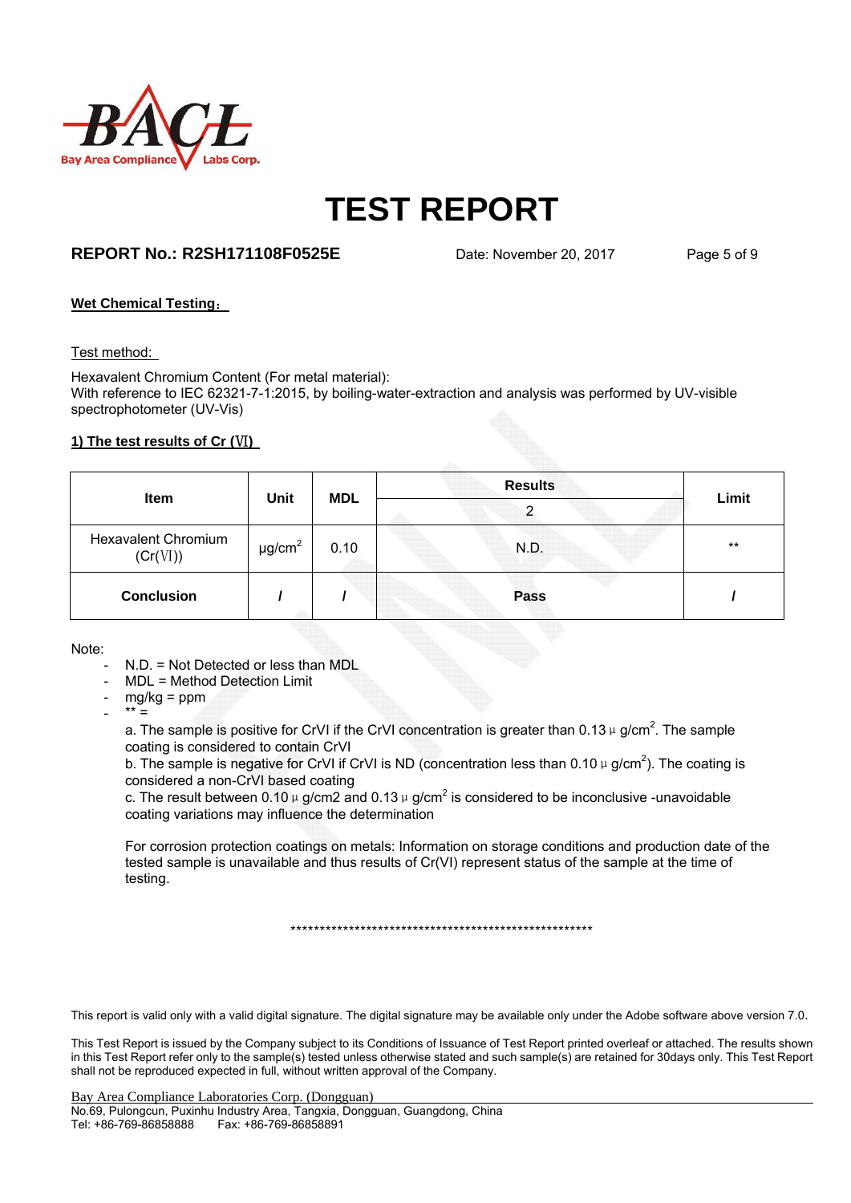# TEST REPORT

**REPORT No.: R2SH171108F0525E** Date: November 20, 2017

**Wet Chemical Testing：**

Test method:

Hexavalent Chromium Content (For metal material):
With reference to IEC 62321-7-1:2015, by boiling-water-extraction and analysis was performed by UV-visible spectrophotometer (UV-Vis)

**1) The test results of Cr (Ⅵ)**

| Item | Unit | MDL | Results | Limit |
|---|---|---|---|---|
| | | | 2 | |
| Hexavalent Chromium (Cr(Ⅵ)) | μg/$cm^2$ | 0.10 | N.D. | ** |
| **Conclusion** | **/** | **/** | **Pass** | **/** |

Note:

- N.D. = Not Detected or less than MDL
- MDL = Method Detection Limit
- mg/kg = ppm
- ** =

  a. The sample is positive for CrVI if the CrVI concentration is greater than 0.13 μ g/$cm^2$. The sample coating is considered to contain CrVI

  b. The sample is negative for CrVI if CrVI is ND (concentration less than 0.10 μ g/$cm^2$). The coating is considered a non-CrVI based coating

  c. The result between 0.10 μ g/cm2 and 0.13 μ g/$cm^2$ is considered to be inconclusive -unavoidable coating variations may influence the determination

  For corrosion protection coatings on metals: Information on storage conditions and production date of the tested sample is unavailable and thus results of Cr(VI) represent status of the sample at the time of testing.

\*\*\*\*\*\*\*\*\*\*\*\*\*\*\*\*\*\*\*\*\*\*\*\*\*\*\*\*\*\*\*\*\*\*\*\*\*\*\*\*\*\*\*\*\*\*\*\*\*\*\*\*\*\*

This report is valid only with a valid digital signature. The digital signature may be available only under the Adobe software above version 7.0.

This Test Report is issued by the Company subject to its Conditions of Issuance of Test Report printed overleaf or attached. The results shown in this Test Report refer only to the sample(s) tested unless otherwise stated and such sample(s) are retained for 30days only. This Test Report shall not be reproduced expected in full, without written approval of the Company.

Bay Area Compliance Laboratories Corp. (Dongguan)
No.69, Pulongcun, Puxinhu Industry Area, Tangxia, Dongguan, Guangdong, China
Tel: +86-769-86858888 Fax: +86-769-86858891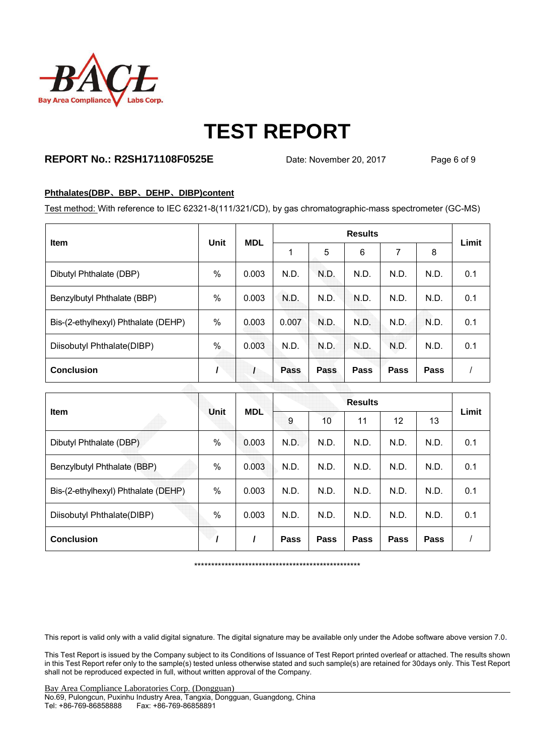# TEST REPORT

**REPORT No.: R2SH171108F0525E** Date: November 20, 2017

**Phthalates(DBP、BBP、DEHP、DIBP)content**

Test method: With reference to IEC 62321-8(111/321/CD), by gas chromatographic-mass spectrometer (GC-MS)

| Item | Unit | MDL | Results | | | | | Limit |
|---|---|---|---|---|---|---|---|---|
| | | | 1 | 5 | 6 | 7 | 8 | |
| Dibutyl Phthalate (DBP) | % | 0.003 | N.D. | N.D. | N.D. | N.D. | N.D. | 0.1 |
| Benzylbutyl Phthalate (BBP) | % | 0.003 | N.D. | N.D. | N.D. | N.D. | N.D. | 0.1 |
| Bis-(2-ethylhexyl) Phthalate (DEHP) | % | 0.003 | 0.007 | N.D. | N.D. | N.D. | N.D. | 0.1 |
| Diisobutyl Phthalate(DIBP) | % | 0.003 | N.D. | N.D. | N.D. | N.D. | N.D. | 0.1 |
| **Conclusion** | / | / | **Pass** | **Pass** | **Pass** | **Pass** | **Pass** | / |

| Item | Unit | MDL | Results | | | | | Limit |
|---|---|---|---|---|---|---|---|---|
| | | | 9 | 10 | 11 | 12 | 13 | |
| Dibutyl Phthalate (DBP) | % | 0.003 | N.D. | N.D. | N.D. | N.D. | N.D. | 0.1 |
| Benzylbutyl Phthalate (BBP) | % | 0.003 | N.D. | N.D. | N.D. | N.D. | N.D. | 0.1 |
| Bis-(2-ethylhexyl) Phthalate (DEHP) | % | 0.003 | N.D. | N.D. | N.D. | N.D. | N.D. | 0.1 |
| Diisobutyl Phthalate(DIBP) | % | 0.003 | N.D. | N.D. | N.D. | N.D. | N.D. | 0.1 |
| **Conclusion** | / | / | **Pass** | **Pass** | **Pass** | **Pass** | **Pass** | / |

***************************************************

This report is valid only with a valid digital signature. The digital signature may be available only under the Adobe software above version 7.0.

This Test Report is issued by the Company subject to its Conditions of Issuance of Test Report printed overleaf or attached. The results shown in this Test Report refer only to the sample(s) tested unless otherwise stated and such sample(s) are retained for 30days only. This Test Report shall not be reproduced expected in full, without written approval of the Company.

Bay Area Compliance Laboratories Corp. (Dongguan)
No.69, Pulongcun, Puxinhu Industry Area, Tangxia, Dongguan, Guangdong, China
Tel: +86-769-86858888 Fax: +86-769-86858891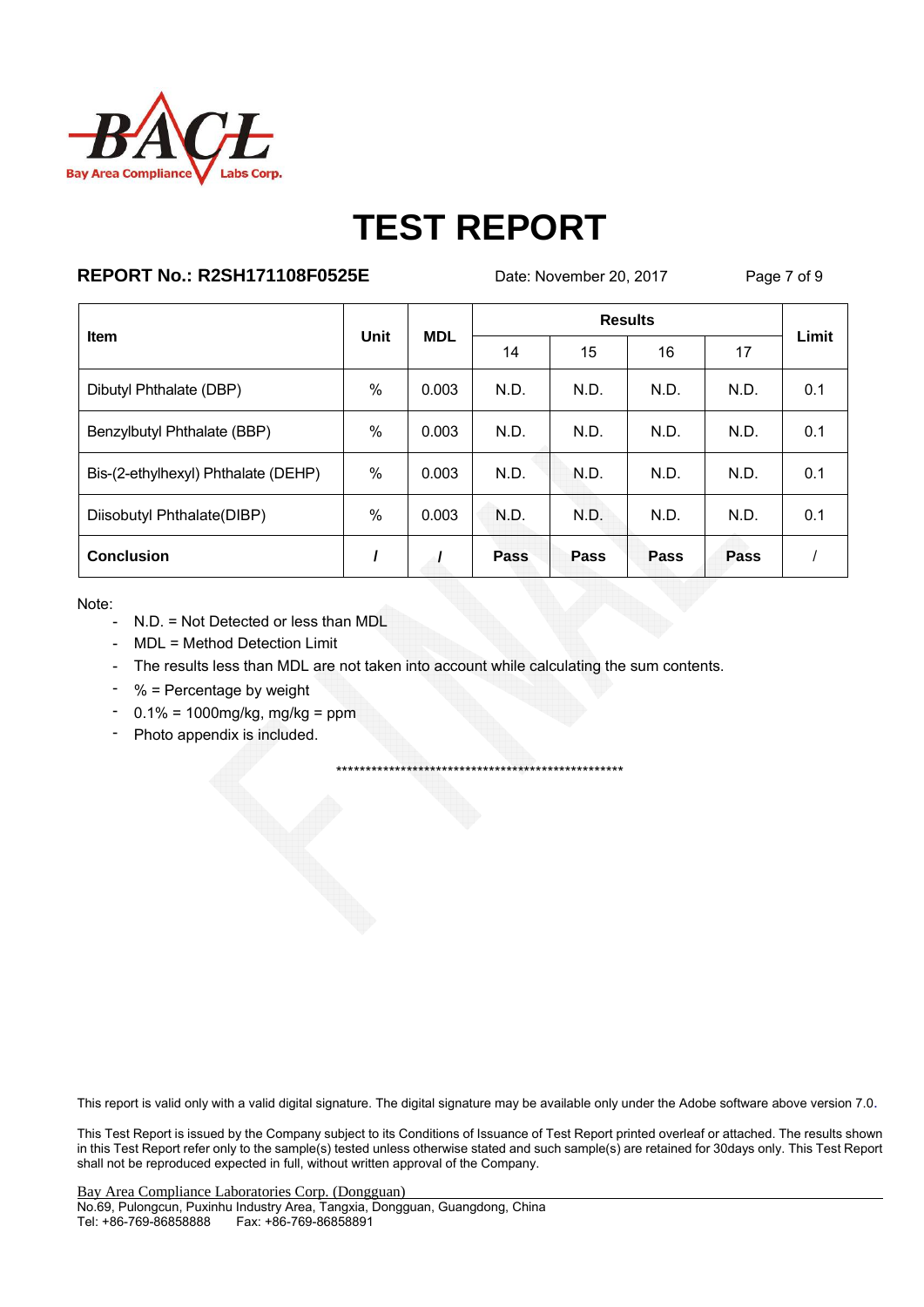# TEST REPORT

**REPORT No.: R2SH171108F0525E** Date: November 20, 2017

| Item | Unit | MDL | Results | | | | Limit |
|---|---|---|---|---|---|---|---|
| | | | 14 | 15 | 16 | 17 | |
| Dibutyl Phthalate (DBP) | % | 0.003 | N.D. | N.D. | N.D. | N.D. | 0.1 |
| Benzylbutyl Phthalate (BBP) | % | 0.003 | N.D. | N.D. | N.D. | N.D. | 0.1 |
| Bis-(2-ethylhexyl) Phthalate (DEHP) | % | 0.003 | N.D. | N.D. | N.D. | N.D. | 0.1 |
| Diisobutyl Phthalate(DIBP) | % | 0.003 | N.D. | N.D. | N.D. | N.D. | 0.1 |
| **Conclusion** | **/** | **/** | **Pass** | **Pass** | **Pass** | **Pass** | / |

Note:

- N.D. = Not Detected or less than MDL
- MDL = Method Detection Limit
- The results less than MDL are not taken into account while calculating the sum contents.
- % = Percentage by weight
- 0.1% = 1000mg/kg, mg/kg = ppm
- Photo appendix is included.

\*\*\*\*\*\*\*\*\*\*\*\*\*\*\*\*\*\*\*\*\*\*\*\*\*\*\*\*\*\*\*\*\*\*\*\*\*\*\*\*\*\*\*\*\*\*\*\*\*\*\*\*\*

This report is valid only with a valid digital signature. The digital signature may be available only under the Adobe software above version 7.0.

This Test Report is issued by the Company subject to its Conditions of Issuance of Test Report printed overleaf or attached. The results shown in this Test Report refer only to the sample(s) tested unless otherwise stated and such sample(s) are retained for 30days only. This Test Report shall not be reproduced expected in full, without written approval of the Company.

Bay Area Compliance Laboratories Corp. (Dongguan)
No.69, Pulongcun, Puxinhu Industry Area, Tangxia, Dongguan, Guangdong, China
Tel: +86-769-86858888 Fax: +86-769-86858891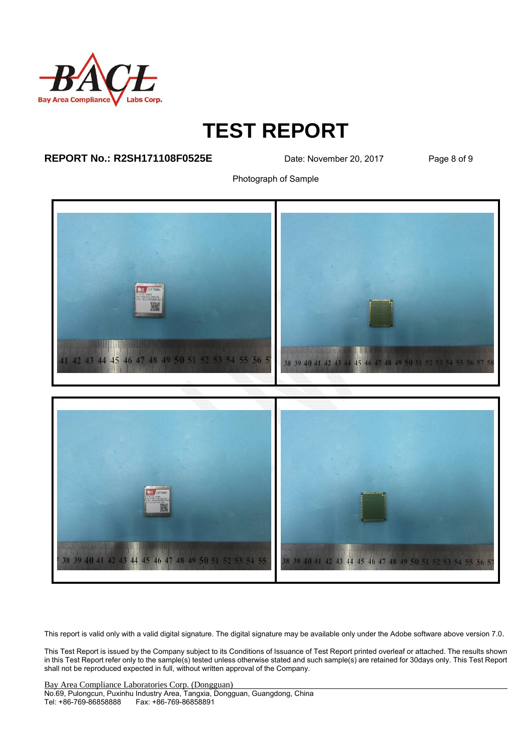# TEST REPORT

**REPORT No.: R2SH171108F0525E** Date: November 20, 2017

Photograph of Sample

This report is valid only with a valid digital signature. The digital signature may be available only under the Adobe software above version 7.0.

This Test Report is issued by the Company subject to its Conditions of Issuance of Test Report printed overleaf or attached. The results shown in this Test Report refer only to the sample(s) tested unless otherwise stated and such sample(s) are retained for 30days only. This Test Report shall not be reproduced expected in full, without written approval of the Company.

Bay Area Compliance Laboratories Corp. (Dongguan)
No.69, Pulongcun, Puxinhu Industry Area, Tangxia, Dongguan, Guangdong, China
Tel: +86-769-86858888 Fax: +86-769-86858891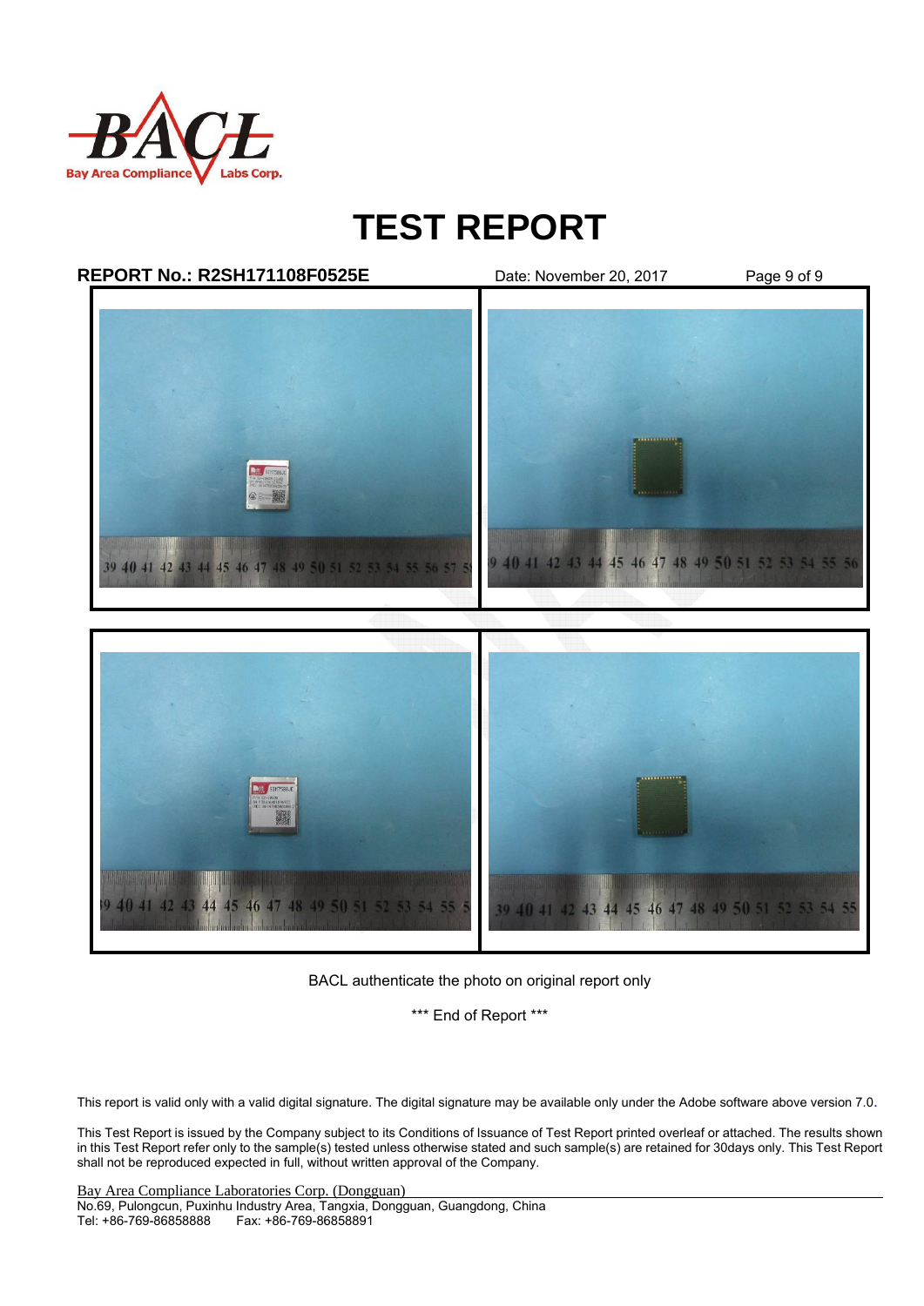# TEST REPORT

**REPORT No.: R2SH171108F0525E** Date: November 20, 2017

BACL authenticate the photo on original report only

*** End of Report ***

This report is valid only with a valid digital signature. The digital signature may be available only under the Adobe software above version 7.0.

This Test Report is issued by the Company subject to its Conditions of Issuance of Test Report printed overleaf or attached. The results shown in this Test Report refer only to the sample(s) tested unless otherwise stated and such sample(s) are retained for 30days only. This Test Report shall not be reproduced expected in full, without written approval of the Company.

Bay Area Compliance Laboratories Corp. (Dongguan)
No.69, Pulongcun, Puxinhu Industry Area, Tangxia, Dongguan, Guangdong, China
Tel: +86-769-86858888 Fax: +86-769-86858891